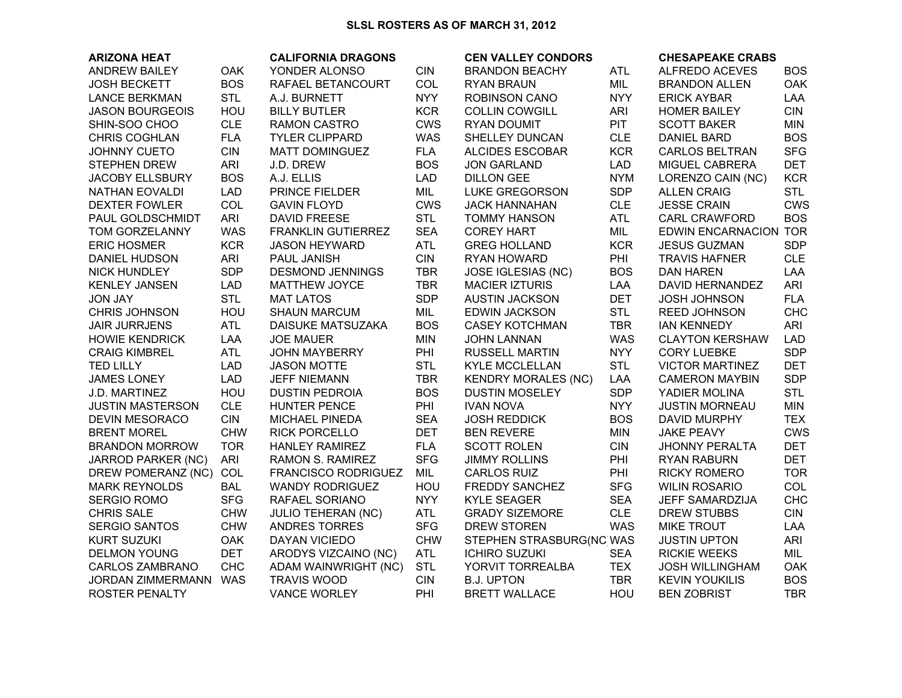# SLSL ROSTERS AS OF MARCH 31, 2012

| ARIZONA HEAT | | CALIFORNIA DRAGONS | | CEN VALLEY CONDORS | | CHESAPEAKE CRABS | |
|---|---|---|---|---|---|---|---|
| ANDREW BAILEY | OAK | YONDER ALONSO | CIN | BRANDON BEACHY | ATL | ALFREDO ACEVES | BOS |
| JOSH BECKETT | BOS | RAFAEL BETANCOURT | COL | RYAN BRAUN | MIL | BRANDON ALLEN | OAK |
| LANCE BERKMAN | STL | A.J. BURNETT | NYY | ROBINSON CANO | NYY | ERICK AYBAR | LAA |
| JASON BOURGEOIS | HOU | BILLY BUTLER | KCR | COLLIN COWGILL | ARI | HOMER BAILEY | CIN |
| SHIN-SOO CHOO | CLE | RAMON CASTRO | CWS | RYAN DOUMIT | PIT | SCOTT BAKER | MIN |
| CHRIS COGHLAN | FLA | TYLER CLIPPARD | WAS | SHELLEY DUNCAN | CLE | DANIEL BARD | BOS |
| JOHNNY CUETO | CIN | MATT DOMINGUEZ | FLA | ALCIDES ESCOBAR | KCR | CARLOS BELTRAN | SFG |
| STEPHEN DREW | ARI | J.D. DREW | BOS | JON GARLAND | LAD | MIGUEL CABRERA | DET |
| JACOBY ELLSBURY | BOS | A.J. ELLIS | LAD | DILLON GEE | NYM | LORENZO CAIN (NC) | KCR |
| NATHAN EOVALDI | LAD | PRINCE FIELDER | MIL | LUKE GREGORSON | SDP | ALLEN CRAIG | STL |
| DEXTER FOWLER | COL | GAVIN FLOYD | CWS | JACK HANNAHAN | CLE | JESSE CRAIN | CWS |
| PAUL GOLDSCHMIDT | ARI | DAVID FREESE | STL | TOMMY HANSON | ATL | CARL CRAWFORD | BOS |
| TOM GORZELANNY | WAS | FRANKLIN GUTIERREZ | SEA | COREY HART | MIL | EDWIN ENCARNACION | TOR |
| ERIC HOSMER | KCR | JASON HEYWARD | ATL | GREG HOLLAND | KCR | JESUS GUZMAN | SDP |
| DANIEL HUDSON | ARI | PAUL JANISH | CIN | RYAN HOWARD | PHI | TRAVIS HAFNER | CLE |
| NICK HUNDLEY | SDP | DESMOND JENNINGS | TBR | JOSE IGLESIAS (NC) | BOS | DAN HAREN | LAA |
| KENLEY JANSEN | LAD | MATTHEW JOYCE | TBR | MACIER IZTURIS | LAA | DAVID HERNANDEZ | ARI |
| JON JAY | STL | MAT LATOS | SDP | AUSTIN JACKSON | DET | JOSH JOHNSON | FLA |
| CHRIS JOHNSON | HOU | SHAUN MARCUM | MIL | EDWIN JACKSON | STL | REED JOHNSON | CHC |
| JAIR JURRJENS | ATL | DAISUKE MATSUZAKA | BOS | CASEY KOTCHMAN | TBR | IAN KENNEDY | ARI |
| HOWIE KENDRICK | LAA | JOE MAUER | MIN | JOHN LANNAN | WAS | CLAYTON KERSHAW | LAD |
| CRAIG KIMBREL | ATL | JOHN MAYBERRY | PHI | RUSSELL MARTIN | NYY | CORY LUEBKE | SDP |
| TED LILLY | LAD | JASON MOTTE | STL | KYLE MCCLELLAN | STL | VICTOR MARTINEZ | DET |
| JAMES LONEY | LAD | JEFF NIEMANN | TBR | KENDRY MORALES (NC) | LAA | CAMERON MAYBIN | SDP |
| J.D. MARTINEZ | HOU | DUSTIN PEDROIA | BOS | DUSTIN MOSELEY | SDP | YADIER MOLINA | STL |
| JUSTIN MASTERSON | CLE | HUNTER PENCE | PHI | IVAN NOVA | NYY | JUSTIN MORNEAU | MIN |
| DEVIN MESORACO | CIN | MICHAEL PINEDA | SEA | JOSH REDDICK | BOS | DAVID MURPHY | TEX |
| BRENT MOREL | CHW | RICK PORCELLO | DET | BEN REVERE | MIN | JAKE PEAVY | CWS |
| BRANDON MORROW | TOR | HANLEY RAMIREZ | FLA | SCOTT ROLEN | CIN | JHONNY PERALTA | DET |
| JARROD PARKER (NC) | ARI | RAMON S. RAMIREZ | SFG | JIMMY ROLLINS | PHI | RYAN RABURN | DET |
| DREW POMERANZ (NC) | COL | FRANCISCO RODRIGUEZ | MIL | CARLOS RUIZ | PHI | RICKY ROMERO | TOR |
| MARK REYNOLDS | BAL | WANDY RODRIGUEZ | HOU | FREDDY SANCHEZ | SFG | WILIN ROSARIO | COL |
| SERGIO ROMO | SFG | RAFAEL SORIANO | NYY | KYLE SEAGER | SEA | JEFF SAMARDZIJA | CHC |
| CHRIS SALE | CHW | JULIO TEHERAN (NC) | ATL | GRADY SIZEMORE | CLE | DREW STUBBS | CIN |
| SERGIO SANTOS | CHW | ANDRES TORRES | SFG | DREW STOREN | WAS | MIKE TROUT | LAA |
| KURT SUZUKI | OAK | DAYAN VICIEDO | CHW | STEPHEN STRASBURG(NC | WAS | JUSTIN UPTON | ARI |
| DELMON YOUNG | DET | ARODYS VIZCAINO (NC) | ATL | ICHIRO SUZUKI | SEA | RICKIE WEEKS | MIL |
| CARLOS ZAMBRANO | CHC | ADAM WAINWRIGHT (NC) | STL | YORVIT TORREALBA | TEX | JOSH WILLINGHAM | OAK |
| JORDAN ZIMMERMANN | WAS | TRAVIS WOOD | CIN | B.J. UPTON | TBR | KEVIN YOUKILIS | BOS |
| ROSTER PENALTY | | VANCE WORLEY | PHI | BRETT WALLACE | HOU | BEN ZOBRIST | TBR |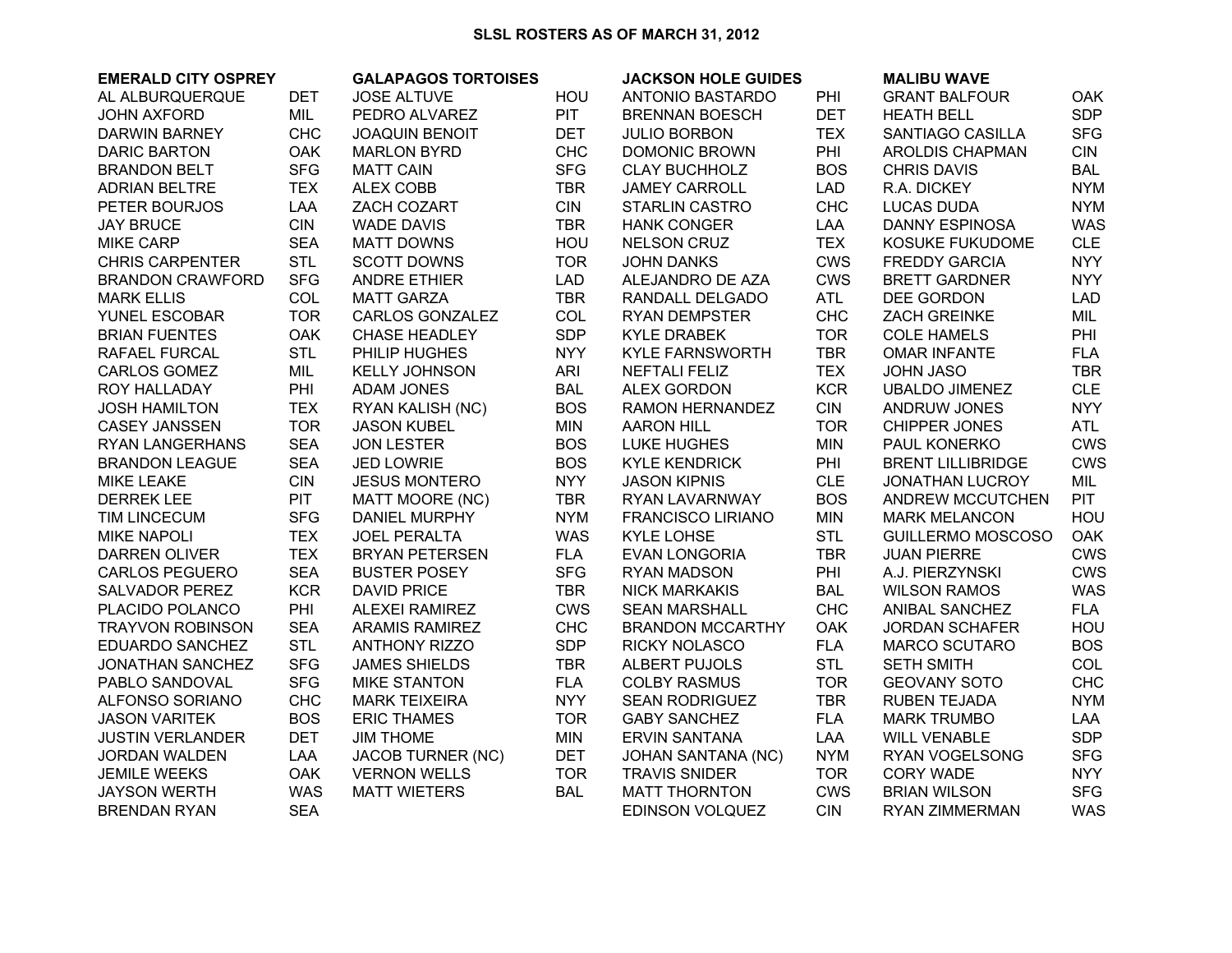# SLSL ROSTERS AS OF MARCH 31, 2012

| EMERALD CITY OSPREY | | GALAPAGOS TORTOISES | | JACKSON HOLE GUIDES | | MALIBU WAVE | |
|---|---|---|---|---|---|---|---|
| AL ALBURQUERQUE | DET | JOSE ALTUVE | HOU | ANTONIO BASTARDO | PHI | GRANT BALFOUR | OAK |
| JOHN AXFORD | MIL | PEDRO ALVAREZ | PIT | BRENNAN BOESCH | DET | HEATH BELL | SDP |
| DARWIN BARNEY | CHC | JOAQUIN BENOIT | DET | JULIO BORBON | TEX | SANTIAGO CASILLA | SFG |
| DARIC BARTON | OAK | MARLON BYRD | CHC | DOMONIC BROWN | PHI | AROLDIS CHAPMAN | CIN |
| BRANDON BELT | SFG | MATT CAIN | SFG | CLAY BUCHHOLZ | BOS | CHRIS DAVIS | BAL |
| ADRIAN BELTRE | TEX | ALEX COBB | TBR | JAMEY CARROLL | LAD | R.A. DICKEY | NYM |
| PETER BOURJOS | LAA | ZACH COZART | CIN | STARLIN CASTRO | CHC | LUCAS DUDA | NYM |
| JAY BRUCE | CIN | WADE DAVIS | TBR | HANK CONGER | LAA | DANNY ESPINOSA | WAS |
| MIKE CARP | SEA | MATT DOWNS | HOU | NELSON CRUZ | TEX | KOSUKE FUKUDOME | CLE |
| CHRIS CARPENTER | STL | SCOTT DOWNS | TOR | JOHN DANKS | CWS | FREDDY GARCIA | NYY |
| BRANDON CRAWFORD | SFG | ANDRE ETHIER | LAD | ALEJANDRO DE AZA | CWS | BRETT GARDNER | NYY |
| MARK ELLIS | COL | MATT GARZA | TBR | RANDALL DELGADO | ATL | DEE GORDON | LAD |
| YUNEL ESCOBAR | TOR | CARLOS GONZALEZ | COL | RYAN DEMPSTER | CHC | ZACH GREINKE | MIL |
| BRIAN FUENTES | OAK | CHASE HEADLEY | SDP | KYLE DRABEK | TOR | COLE HAMELS | PHI |
| RAFAEL FURCAL | STL | PHILIP HUGHES | NYY | KYLE FARNSWORTH | TBR | OMAR INFANTE | FLA |
| CARLOS GOMEZ | MIL | KELLY JOHNSON | ARI | NEFTALI FELIZ | TEX | JOHN JASO | TBR |
| ROY HALLADAY | PHI | ADAM JONES | BAL | ALEX GORDON | KCR | UBALDO JIMENEZ | CLE |
| JOSH HAMILTON | TEX | RYAN KALISH (NC) | BOS | RAMON HERNANDEZ | CIN | ANDRUW JONES | NYY |
| CASEY JANSSEN | TOR | JASON KUBEL | MIN | AARON HILL | TOR | CHIPPER JONES | ATL |
| RYAN LANGERHANS | SEA | JON LESTER | BOS | LUKE HUGHES | MIN | PAUL KONERKO | CWS |
| BRANDON LEAGUE | SEA | JED LOWRIE | BOS | KYLE KENDRICK | PHI | BRENT LILLIBRIDGE | CWS |
| MIKE LEAKE | CIN | JESUS MONTERO | NYY | JASON KIPNIS | CLE | JONATHAN LUCROY | MIL |
| DERREK LEE | PIT | MATT MOORE (NC) | TBR | RYAN LAVARNWAY | BOS | ANDREW MCCUTCHEN | PIT |
| TIM LINCECUM | SFG | DANIEL MURPHY | NYM | FRANCISCO LIRIANO | MIN | MARK MELANCON | HOU |
| MIKE NAPOLI | TEX | JOEL PERALTA | WAS | KYLE LOHSE | STL | GUILLERMO MOSCOSO | OAK |
| DARREN OLIVER | TEX | BRYAN PETERSEN | FLA | EVAN LONGORIA | TBR | JUAN PIERRE | CWS |
| CARLOS PEGUERO | SEA | BUSTER POSEY | SFG | RYAN MADSON | PHI | A.J. PIERZYNSKI | CWS |
| SALVADOR PEREZ | KCR | DAVID PRICE | TBR | NICK MARKAKIS | BAL | WILSON RAMOS | WAS |
| PLACIDO POLANCO | PHI | ALEXEI RAMIREZ | CWS | SEAN MARSHALL | CHC | ANIBAL SANCHEZ | FLA |
| TRAYVON ROBINSON | SEA | ARAMIS RAMIREZ | CHC | BRANDON MCCARTHY | OAK | JORDAN SCHAFER | HOU |
| EDUARDO SANCHEZ | STL | ANTHONY RIZZO | SDP | RICKY NOLASCO | FLA | MARCO SCUTARO | BOS |
| JONATHAN SANCHEZ | SFG | JAMES SHIELDS | TBR | ALBERT PUJOLS | STL | SETH SMITH | COL |
| PABLO SANDOVAL | SFG | MIKE STANTON | FLA | COLBY RASMUS | TOR | GEOVANY SOTO | CHC |
| ALFONSO SORIANO | CHC | MARK TEIXEIRA | NYY | SEAN RODRIGUEZ | TBR | RUBEN TEJADA | NYM |
| JASON VARITEK | BOS | ERIC THAMES | TOR | GABY SANCHEZ | FLA | MARK TRUMBO | LAA |
| JUSTIN VERLANDER | DET | JIM THOME | MIN | ERVIN SANTANA | LAA | WILL VENABLE | SDP |
| JORDAN WALDEN | LAA | JACOB TURNER (NC) | DET | JOHAN SANTANA (NC) | NYM | RYAN VOGELSONG | SFG |
| JEMILE WEEKS | OAK | VERNON WELLS | TOR | TRAVIS SNIDER | TOR | CORY WADE | NYY |
| JAYSON WERTH | WAS | MATT WIETERS | BAL | MATT THORNTON | CWS | BRIAN WILSON | SFG |
| BRENDAN RYAN | SEA | | | EDINSON VOLQUEZ | CIN | RYAN ZIMMERMAN | WAS |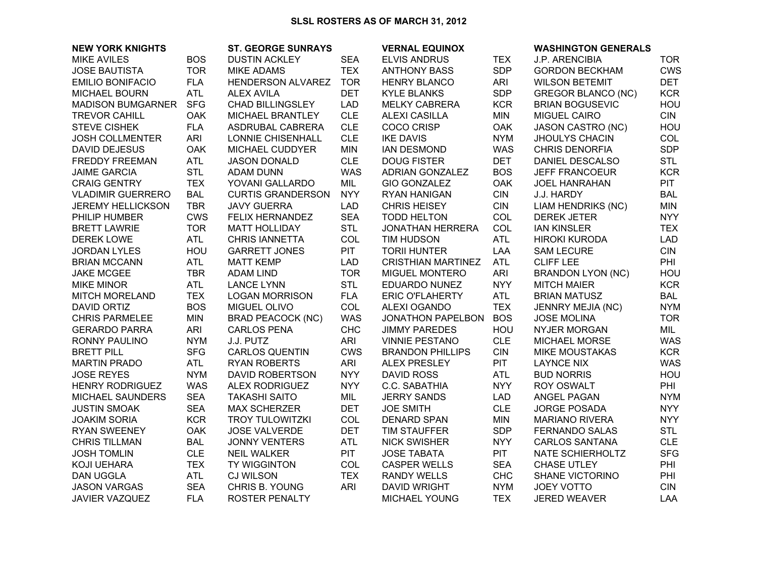# SLSL ROSTERS AS OF MARCH 31, 2012

| NEW YORK KNIGHTS | | ST. GEORGE SUNRAYS | | VERNAL EQUINOX | | WASHINGTON GENERALS | |
|---|---|---|---|---|---|---|---|
| MIKE AVILES | BOS | DUSTIN ACKLEY | SEA | ELVIS ANDRUS | TEX | J.P. ARENCIBIA | TOR |
| JOSE BAUTISTA | TOR | MIKE ADAMS | TEX | ANTHONY BASS | SDP | GORDON BECKHAM | CWS |
| EMILIO BONIFACIO | FLA | HENDERSON ALVAREZ | TOR | HENRY BLANCO | ARI | WILSON BETEMIT | DET |
| MICHAEL BOURN | ATL | ALEX AVILA | DET | KYLE BLANKS | SDP | GREGOR BLANCO (NC) | KCR |
| MADISON BUMGARNER | SFG | CHAD BILLINGSLEY | LAD | MELKY CABRERA | KCR | BRIAN BOGUSEVIC | HOU |
| TREVOR CAHILL | OAK | MICHAEL BRANTLEY | CLE | ALEXI CASILLA | MIN | MIGUEL CAIRO | CIN |
| STEVE CISHEK | FLA | ASDRUBAL CABRERA | CLE | COCO CRISP | OAK | JASON CASTRO (NC) | HOU |
| JOSH COLLMENTER | ARI | LONNIE CHISENHALL | CLE | IKE DAVIS | NYM | JHOULYS CHACIN | COL |
| DAVID DEJESUS | OAK | MICHAEL CUDDYER | MIN | IAN DESMOND | WAS | CHRIS DENORFIA | SDP |
| FREDDY FREEMAN | ATL | JASON DONALD | CLE | DOUG FISTER | DET | DANIEL DESCALSO | STL |
| JAIME GARCIA | STL | ADAM DUNN | WAS | ADRIAN GONZALEZ | BOS | JEFF FRANCOEUR | KCR |
| CRAIG GENTRY | TEX | YOVANI GALLARDO | MIL | GIO GONZALEZ | OAK | JOEL HANRAHAN | PIT |
| VLADIMIR GUERRERO | BAL | CURTIS GRANDERSON | NYY | RYAN HANIGAN | CIN | J.J. HARDY | BAL |
| JEREMY HELLICKSON | TBR | JAVY GUERRA | LAD | CHRIS HEISEY | CIN | LIAM HENDRIKS (NC) | MIN |
| PHILIP HUMBER | CWS | FELIX HERNANDEZ | SEA | TODD HELTON | COL | DEREK JETER | NYY |
| BRETT LAWRIE | TOR | MATT HOLLIDAY | STL | JONATHAN HERRERA | COL | IAN KINSLER | TEX |
| DEREK LOWE | ATL | CHRIS IANNETTA | COL | TIM HUDSON | ATL | HIROKI KURODA | LAD |
| JORDAN LYLES | HOU | GARRETT JONES | PIT | TORII HUNTER | LAA | SAM LECURE | CIN |
| BRIAN MCCANN | ATL | MATT KEMP | LAD | CRISTHIAN MARTINEZ | ATL | CLIFF LEE | PHI |
| JAKE MCGEE | TBR | ADAM LIND | TOR | MIGUEL MONTERO | ARI | BRANDON LYON (NC) | HOU |
| MIKE MINOR | ATL | LANCE LYNN | STL | EDUARDO NUNEZ | NYY | MITCH MAIER | KCR |
| MITCH MORELAND | TEX | LOGAN MORRISON | FLA | ERIC O'FLAHERTY | ATL | BRIAN MATUSZ | BAL |
| DAVID ORTIZ | BOS | MIGUEL OLIVO | COL | ALEXI OGANDO | TEX | JENNRY MEJIA (NC) | NYM |
| CHRIS PARMELEE | MIN | BRAD PEACOCK (NC) | WAS | JONATHON PAPELBON | BOS | JOSE MOLINA | TOR |
| GERARDO PARRA | ARI | CARLOS PENA | CHC | JIMMY PAREDES | HOU | NYJER MORGAN | MIL |
| RONNY PAULINO | NYM | J.J. PUTZ | ARI | VINNIE PESTANO | CLE | MICHAEL MORSE | WAS |
| BRETT PILL | SFG | CARLOS QUENTIN | CWS | BRANDON PHILLIPS | CIN | MIKE MOUSTAKAS | KCR |
| MARTIN PRADO | ATL | RYAN ROBERTS | ARI | ALEX PRESLEY | PIT | LAYNCE NIX | WAS |
| JOSE REYES | NYM | DAVID ROBERTSON | NYY | DAVID ROSS | ATL | BUD NORRIS | HOU |
| HENRY RODRIGUEZ | WAS | ALEX RODRIGUEZ | NYY | C.C. SABATHIA | NYY | ROY OSWALT | PHI |
| MICHAEL SAUNDERS | SEA | TAKASHI SAITO | MIL | JERRY SANDS | LAD | ANGEL PAGAN | NYM |
| JUSTIN SMOAK | SEA | MAX SCHERZER | DET | JOE SMITH | CLE | JORGE POSADA | NYY |
| JOAKIM SORIA | KCR | TROY TULOWITZKI | COL | DENARD SPAN | MIN | MARIANO RIVERA | NYY |
| RYAN SWEENEY | OAK | JOSE VALVERDE | DET | TIM STAUFFER | SDP | FERNANDO SALAS | STL |
| CHRIS TILLMAN | BAL | JONNY VENTERS | ATL | NICK SWISHER | NYY | CARLOS SANTANA | CLE |
| JOSH TOMLIN | CLE | NEIL WALKER | PIT | JOSE TABATA | PIT | NATE SCHIERHOLTZ | SFG |
| KOJI UEHARA | TEX | TY WIGGINTON | COL | CASPER WELLS | SEA | CHASE UTLEY | PHI |
| DAN UGGLA | ATL | CJ WILSON | TEX | RANDY WELLS | CHC | SHANE VICTORINO | PHI |
| JASON VARGAS | SEA | CHRIS B. YOUNG | ARI | DAVID WRIGHT | NYM | JOEY VOTTO | CIN |
| JAVIER VAZQUEZ | FLA | ROSTER PENALTY | | MICHAEL YOUNG | TEX | JERED WEAVER | LAA |